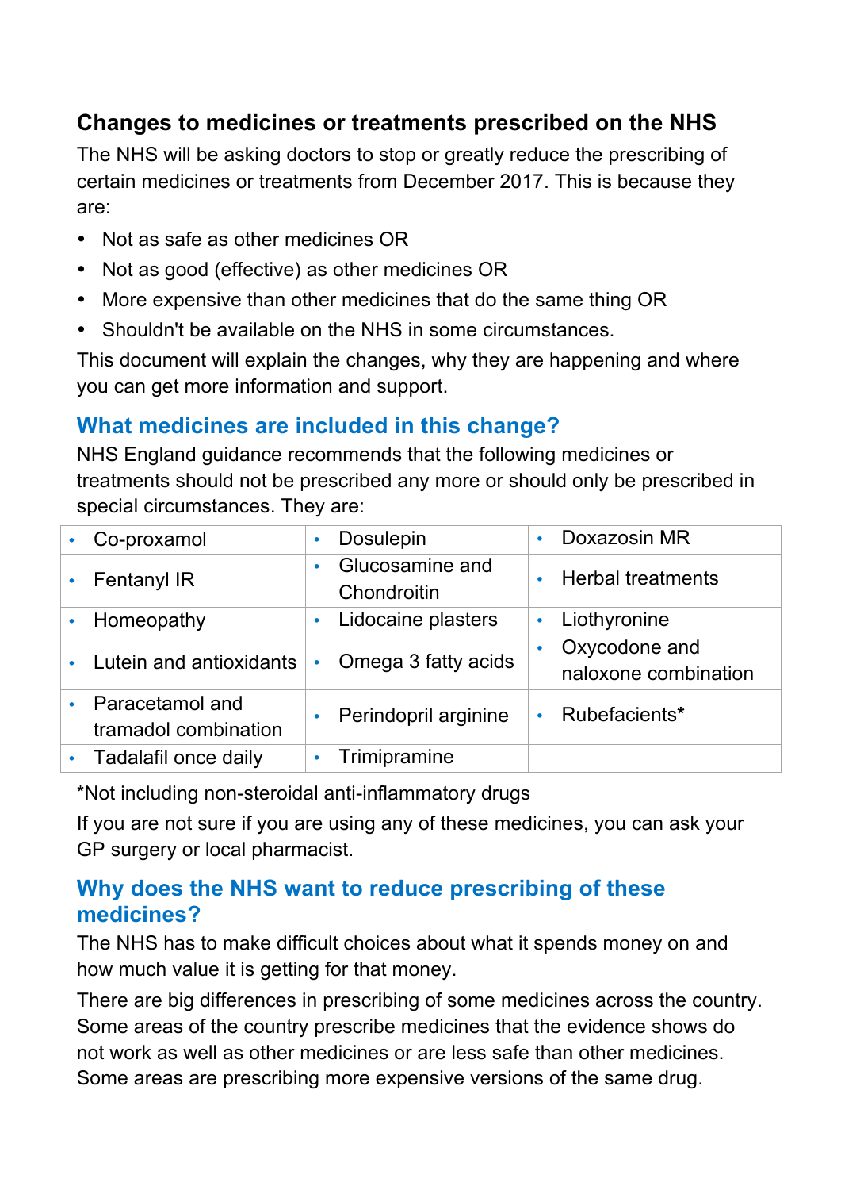## Changes to medicines or treatments prescribed on the NHS

The NHS will be asking doctors to stop or greatly reduce the prescribing of certain medicines or treatments from December 2017. This is because they are:

- Not as safe as other medicines OR
- Not as good (effective) as other medicines OR
- More expensive than other medicines that do the same thing OR
- Shouldn't be available on the NHS in some circumstances.

This document will explain the changes, why they are happening and where you can get more information and support.

### What medicines are included in this change?

NHS England guidance recommends that the following medicines or treatments should not be prescribed any more or should only be prescribed in special circumstances. They are:

| | | |
|---|---|---|
| • Co-proxamol | • Dosulepin | • Doxazosin MR |
| • Fentanyl IR | • Glucosamine and Chondroitin | • Herbal treatments |
| • Homeopathy | • Lidocaine plasters | • Liothyronine |
| • Lutein and antioxidants | • Omega 3 fatty acids | • Oxycodone and naloxone combination |
| • Paracetamol and tramadol combination | • Perindopril arginine | • Rubefacients* |
| • Tadalafil once daily | • Trimipramine | |

*Not including non-steroidal anti-inflammatory drugs

If you are not sure if you are using any of these medicines, you can ask your GP surgery or local pharmacist.

### Why does the NHS want to reduce prescribing of these medicines?

The NHS has to make difficult choices about what it spends money on and how much value it is getting for that money.

There are big differences in prescribing of some medicines across the country. Some areas of the country prescribe medicines that the evidence shows do not work as well as other medicines or are less safe than other medicines. Some areas are prescribing more expensive versions of the same drug.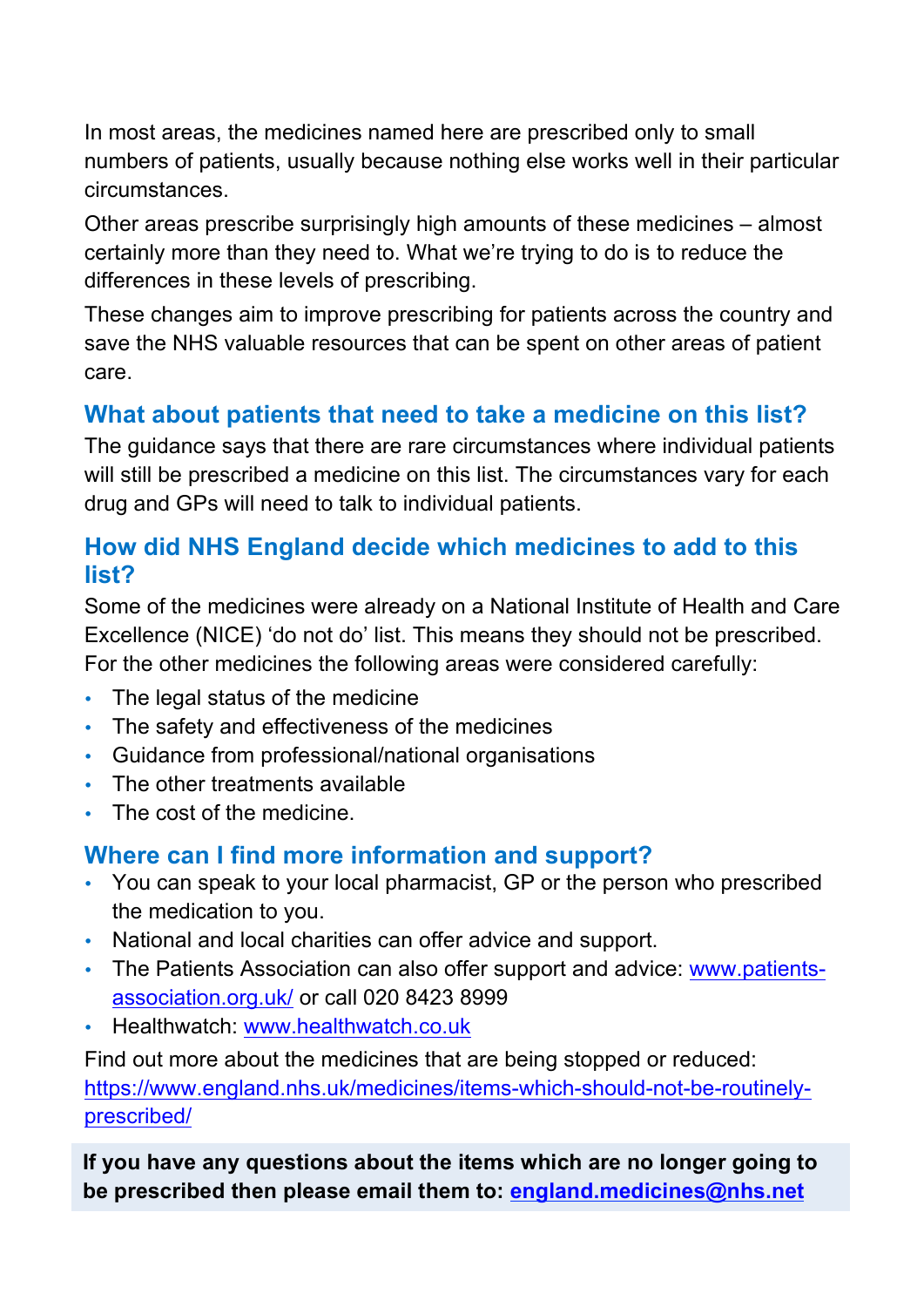In most areas, the medicines named here are prescribed only to small numbers of patients, usually because nothing else works well in their particular circumstances.

Other areas prescribe surprisingly high amounts of these medicines – almost certainly more than they need to. What we're trying to do is to reduce the differences in these levels of prescribing.

These changes aim to improve prescribing for patients across the country and save the NHS valuable resources that can be spent on other areas of patient care.

## What about patients that need to take a medicine on this list?

The guidance says that there are rare circumstances where individual patients will still be prescribed a medicine on this list. The circumstances vary for each drug and GPs will need to talk to individual patients.

## How did NHS England decide which medicines to add to this list?

Some of the medicines were already on a National Institute of Health and Care Excellence (NICE) 'do not do' list. This means they should not be prescribed. For the other medicines the following areas were considered carefully:

- The legal status of the medicine
- The safety and effectiveness of the medicines
- Guidance from professional/national organisations
- The other treatments available
- The cost of the medicine.

## Where can I find more information and support?

- You can speak to your local pharmacist, GP or the person who prescribed the medication to you.
- National and local charities can offer advice and support.
- The Patients Association can also offer support and advice: [www.patients-association.org.uk/](http://www.patients-association.org.uk/) or call 020 8423 8999
- Healthwatch: [www.healthwatch.co.uk](http://www.healthwatch.co.uk)

Find out more about the medicines that are being stopped or reduced: [https://www.england.nhs.uk/medicines/items-which-should-not-be-routinely-prescribed/](https://www.england.nhs.uk/medicines/items-which-should-not-be-routinely-prescribed/)

**If you have any questions about the items which are no longer going to be prescribed then please email them to: [england.medicines@nhs.net](mailto:england.medicines@nhs.net)**